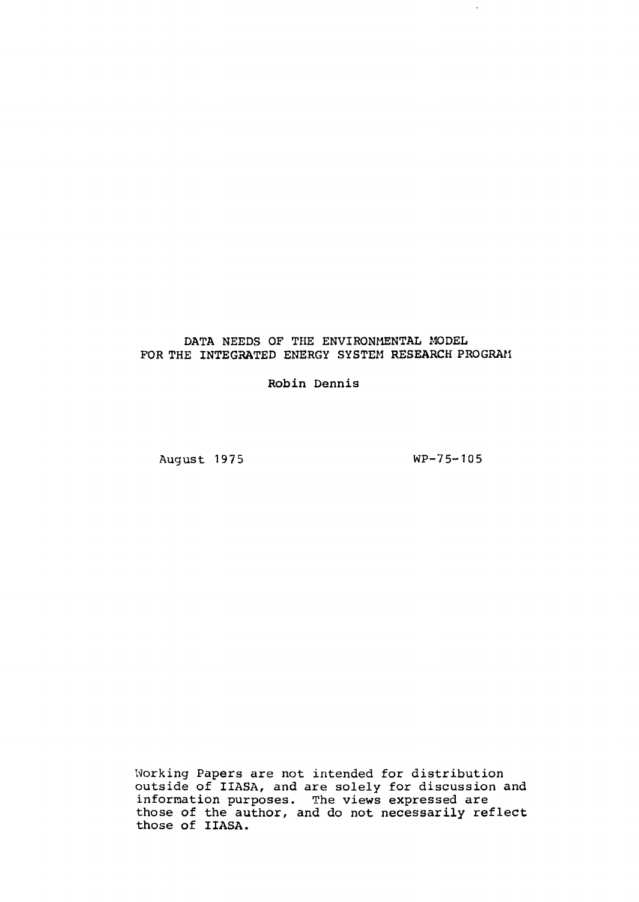# DATA NEEDS OF THE ENVIRONMENTAL MODEL FOR THE INTEGRATED ENERGY SYSTEM RESEARCH PROGRAM

Robin Dennis

August 1975

WP-75-105

Working Papers are not intended for distribution outside of IIASA, and are solely for discussion and information purposes. The views expressed are those of the author, and do not necessarily reflect those of IIASA.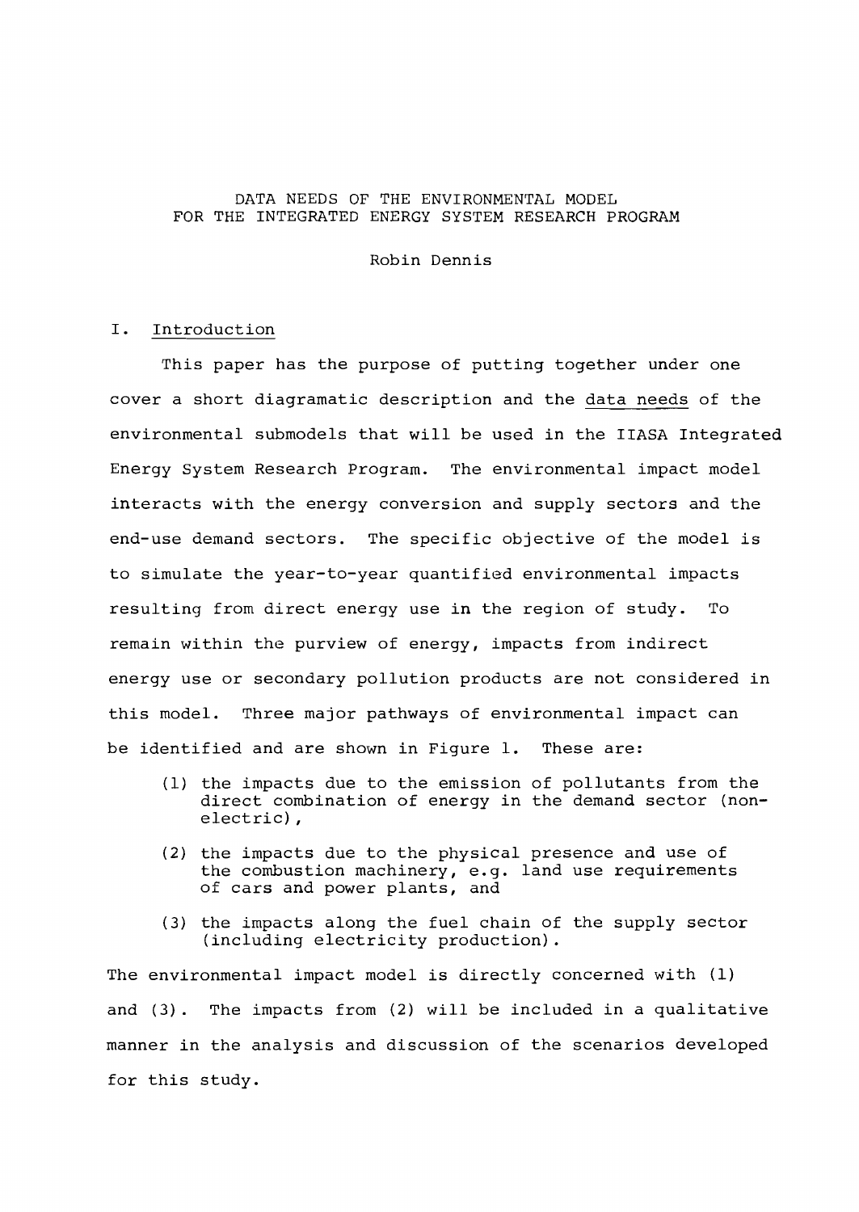# DATA NEEDS OF THE ENVIRONMENTAL MODEL FOR THE INTEGRATED ENERGY SYSTEM RESEARCH PROGRAM

Robin Dennis

## I. Introduction

This paper has the purpose of putting together under one cover a short diagramatic description and the data needs of the environmental submodels that will be used in the IIASA Integrated Energy System Research Program. The environmental impact model interacts with the energy conversion and supply sectors and the end-use demand sectors. The specific objective of the model is to simulate the year-to-year quantified environmental impacts resulting from direct energy use in the region of study. To remain within the purview of energy, impacts from indirect energy use or secondary pollution products are not considered in this model. Three major pathways of environmental impact can be identified and are shown in Figure 1. These are:

(1) the impacts due to the emission of pollutants from the direct combination of energy in the demand sector (non-electric),

(2) the impacts due to the physical presence and use of the combustion machinery, e.g. land use requirements of cars and power plants, and

(3) the impacts along the fuel chain of the supply sector (including electricity production).

The environmental impact model is directly concerned with (1) and (3). The impacts from (2) will be included in a qualitative manner in the analysis and discussion of the scenarios developed for this study.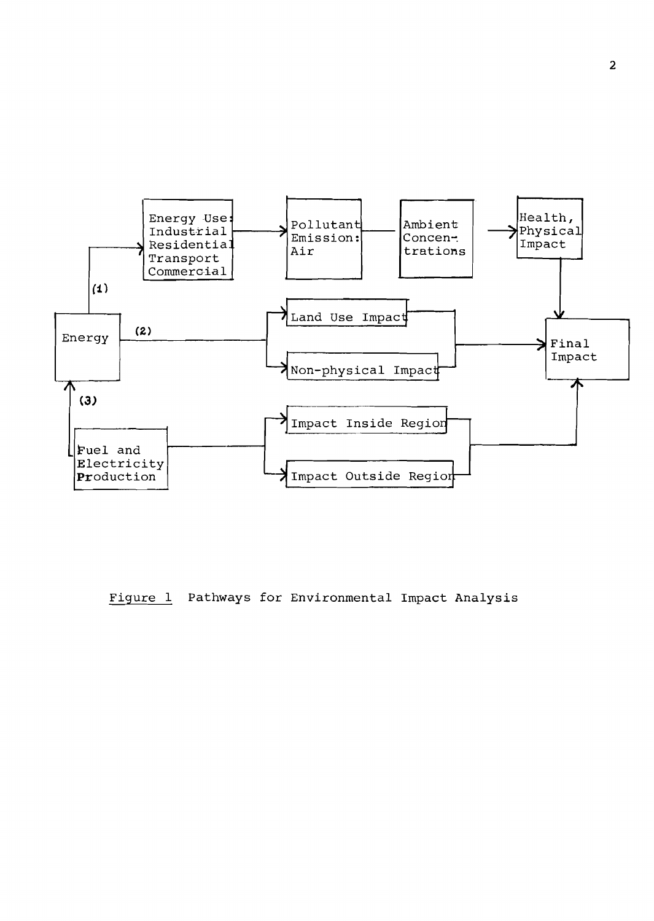Figure 1 Pathways for Environmental Impact Analysis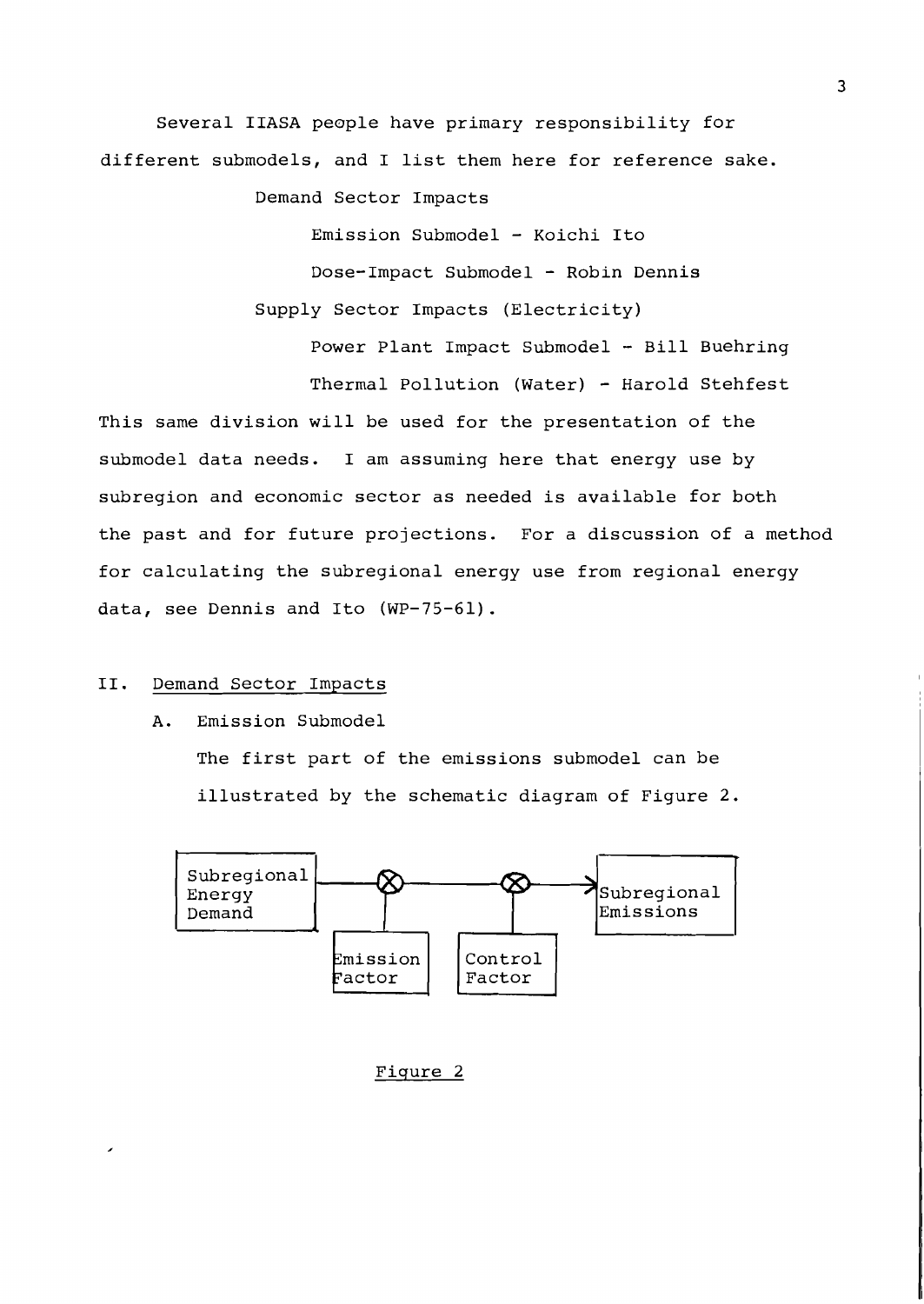Several IIASA people have primary responsibility for different submodels, and I list them here for reference sake.

Demand Sector Impacts

- Emission Submodel - Koichi Ito
- Dose-Impact Submodel - Robin Dennis

Supply Sector Impacts (Electricity)

- Power Plant Impact Submodel - Bill Buehring
- Thermal Pollution (Water) - Harold Stehfest

This same division will be used for the presentation of the submodel data needs. I am assuming here that energy use by subregion and economic sector as needed is available for both the past and for future projections. For a discussion of a method for calculating the subregional energy use from regional energy data, see Dennis and Ito (WP-75-61).

## II. Demand Sector Impacts

### A. Emission Submodel

The first part of the emissions submodel can be illustrated by the schematic diagram of Figure 2.

```
Subregional Energy Demand ---(x)---------(x)---> Subregional Emissions
                              |           |
                       Emission Factor  Control Factor
```

Figure 2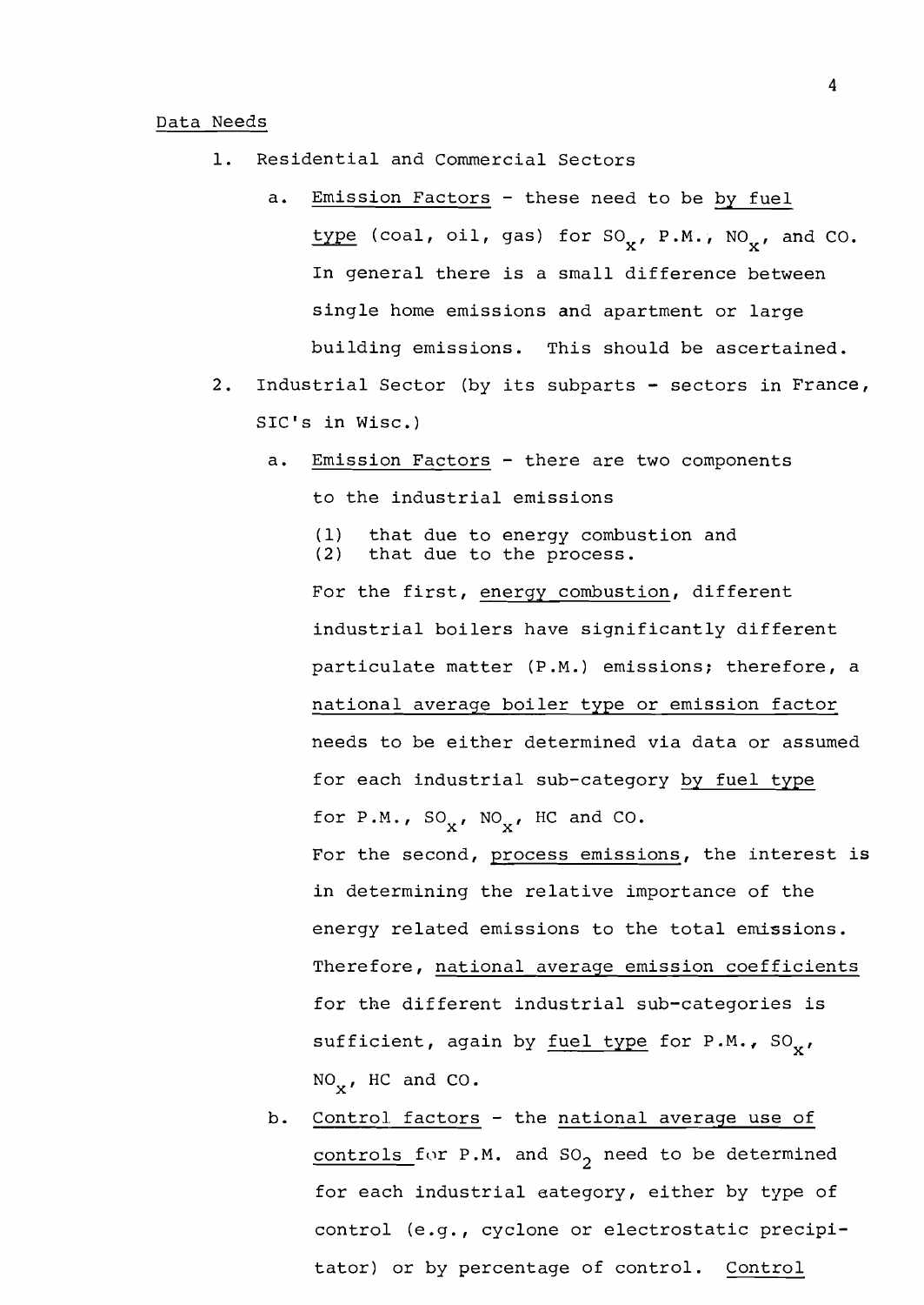Data Needs

1. Residential and Commercial Sectors

   a. Emission Factors - these need to be by fuel type (coal, oil, gas) for $SO_x$, P.M., $NO_x$, and CO. In general there is a small difference between single home emissions and apartment or large building emissions. This should be ascertained.

2. Industrial Sector (by its subparts - sectors in France, SIC's in Wisc.)

   a. Emission Factors - there are two components to the industrial emissions

      (1) that due to energy combustion and
      (2) that due to the process.

      For the first, energy combustion, different industrial boilers have significantly different particulate matter (P.M.) emissions; therefore, a national average boiler type or emission factor needs to be either determined via data or assumed for each industrial sub-category by fuel type for P.M., $SO_x$, $NO_x$, HC and CO.

      For the second, process emissions, the interest is in determining the relative importance of the energy related emissions to the total emissions. Therefore, national average emission coefficients for the different industrial sub-categories is sufficient, again by fuel type for P.M., $SO_x$, $NO_x$, HC and CO.

   b. Control factors - the national average use of controls for P.M. and $SO_2$ need to be determined for each industrial category, either by type of control (e.g., cyclone or electrostatic precipitator) or by percentage of control. Control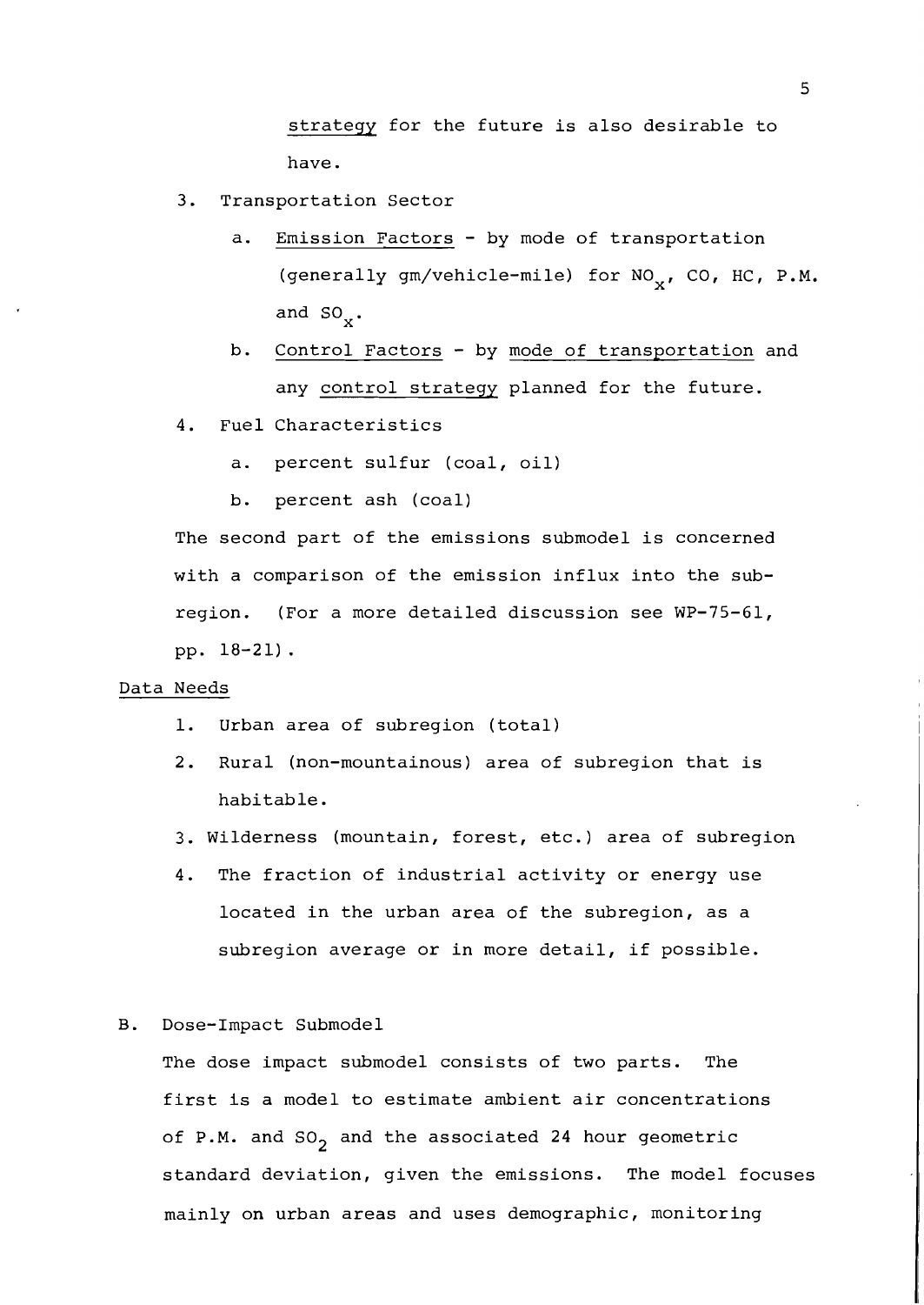strategy for the future is also desirable to have.

3. Transportation Sector
   a. Emission Factors - by mode of transportation (generally gm/vehicle-mile) for $NO_x$, CO, HC, P.M. and $SO_x$.
   b. Control Factors - by mode of transportation and any control strategy planned for the future.
4. Fuel Characteristics
   a. percent sulfur (coal, oil)
   b. percent ash (coal)

The second part of the emissions submodel is concerned with a comparison of the emission influx into the subregion. (For a more detailed discussion see WP-75-61, pp. 18-21).

Data Needs

1. Urban area of subregion (total)
2. Rural (non-mountainous) area of subregion that is habitable.
3. Wilderness (mountain, forest, etc.) area of subregion
4. The fraction of industrial activity or energy use located in the urban area of the subregion, as a subregion average or in more detail, if possible.

B. Dose-Impact Submodel

The dose impact submodel consists of two parts. The first is a model to estimate ambient air concentrations of P.M. and $SO_2$ and the associated 24 hour geometric standard deviation, given the emissions. The model focuses mainly on urban areas and uses demographic, monitoring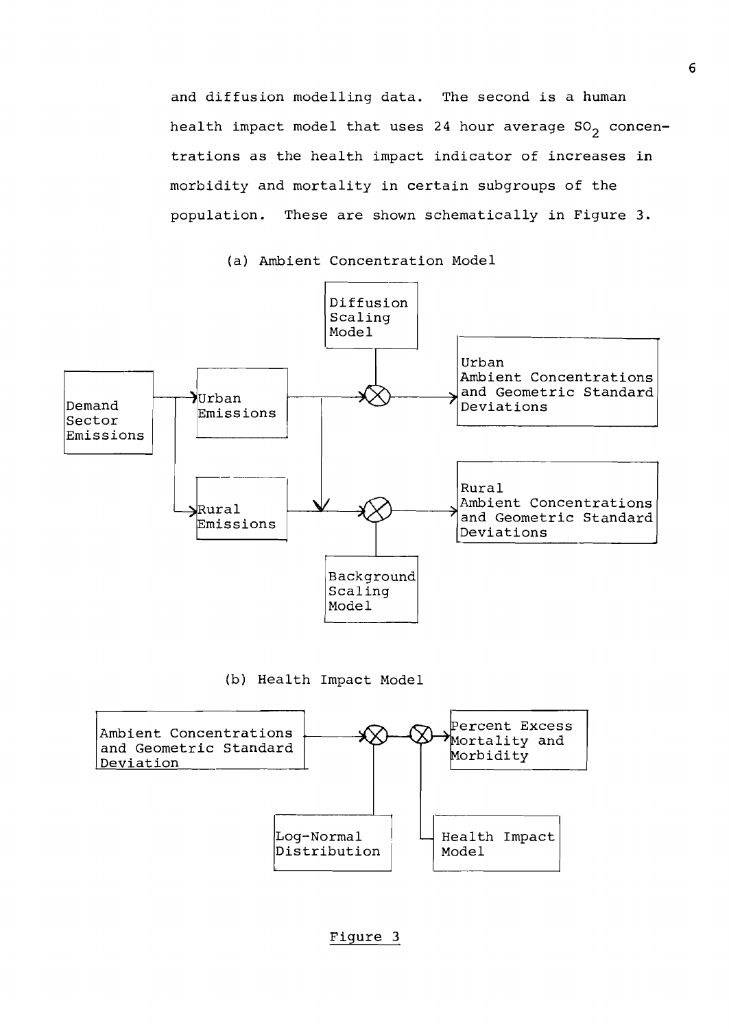and diffusion modelling data. The second is a human health impact model that uses 24 hour average $SO_2$ concentrations as the health impact indicator of increases in morbidity and mortality in certain subgroups of the population. These are shown schematically in Figure 3.

(a) Ambient Concentration Model

Diffusion Scaling Model

Demand Sector Emissions

Urban Emissions

Urban Ambient Concentrations and Geometric Standard Deviations

Rural Emissions

Rural Ambient Concentrations and Geometric Standard Deviations

Background Scaling Model

(b) Health Impact Model

Ambient Concentrations and Geometric Standard Deviation

Percent Excess Mortality and Morbidity

Log-Normal Distribution

Health Impact Model

Figure 3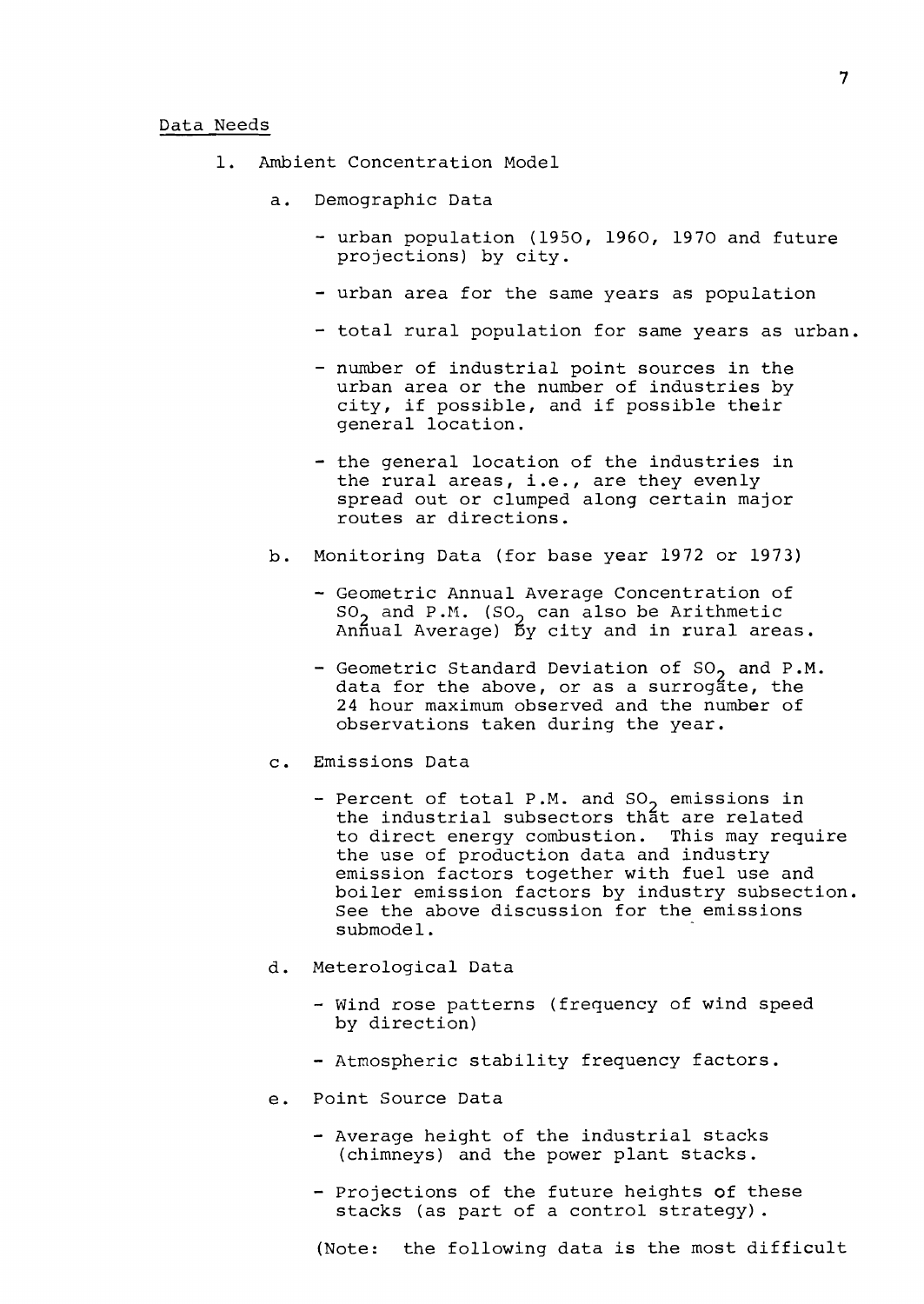Data Needs

1. Ambient Concentration Model

   a. Demographic Data

      - urban population (1950, 1960, 1970 and future projections) by city.

      - urban area for the same years as population

      - total rural population for same years as urban.

      - number of industrial point sources in the urban area or the number of industries by city, if possible, and if possible their general location.

      - the general location of the industries in the rural areas, i.e., are they evenly spread out or clumped along certain major routes ar directions.

   b. Monitoring Data (for base year 1972 or 1973)

      - Geometric Annual Average Concentration of $SO_2$ and P.M. ($SO_2$ can also be Arithmetic Annual Average) by city and in rural areas.

      - Geometric Standard Deviation of $SO_2$ and P.M. data for the above, or as a surrogate, the 24 hour maximum observed and the number of observations taken during the year.

   c. Emissions Data

      - Percent of total P.M. and $SO_2$ emissions in the industrial subsectors that are related to direct energy combustion. This may require the use of production data and industry emission factors together with fuel use and boiler emission factors by industry subsection. See the above discussion for the emissions submodel.

   d. Meterological Data

      - Wind rose patterns (frequency of wind speed by direction)

      - Atmospheric stability frequency factors.

   e. Point Source Data

      - Average height of the industrial stacks (chimneys) and the power plant stacks.

      - Projections of the future heights of these stacks (as part of a control strategy).

      (Note: the following data is the most difficult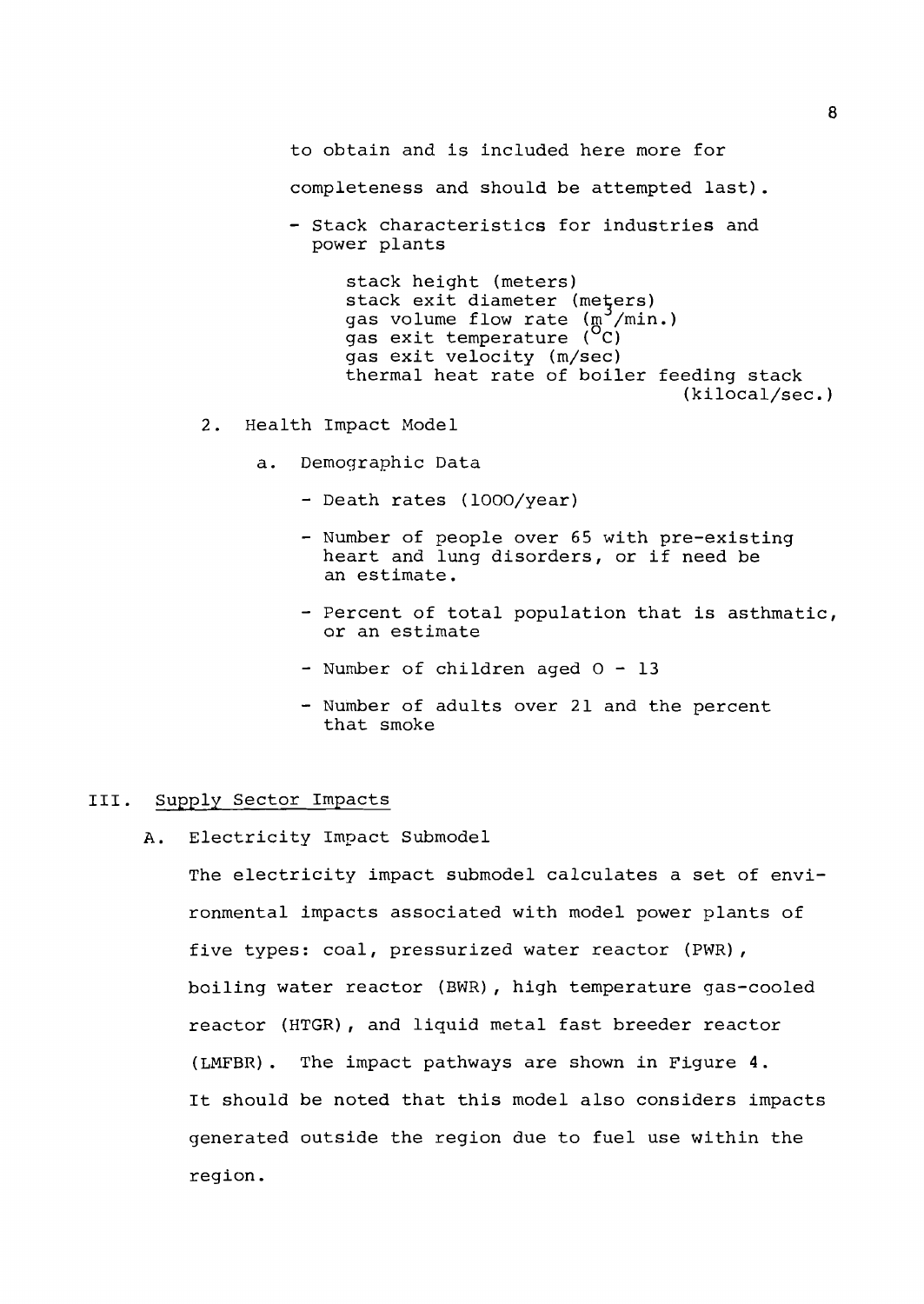to obtain and is included here more for completeness and should be attempted last).

- Stack characteristics for industries and power plants

  stack height (meters)
  stack exit diameter (meters)
  gas volume flow rate ($m^3$/min.)
  gas exit temperature ($^oC$)
  gas exit velocity (m/sec)
  thermal heat rate of boiler feeding stack (kilocal/sec.)

2. Health Impact Model

   a. Demographic Data

      - Death rates (1000/year)
      - Number of people over 65 with pre-existing heart and lung disorders, or if need be an estimate.
      - Percent of total population that is asthmatic, or an estimate
      - Number of children aged 0 - 13
      - Number of adults over 21 and the percent that smoke

## III. Supply Sector Impacts

### A. Electricity Impact Submodel

The electricity impact submodel calculates a set of environmental impacts associated with model power plants of five types: coal, pressurized water reactor (PWR), boiling water reactor (BWR), high temperature gas-cooled reactor (HTGR), and liquid metal fast breeder reactor (LMFBR). The impact pathways are shown in Figure 4. It should be noted that this model also considers impacts generated outside the region due to fuel use within the region.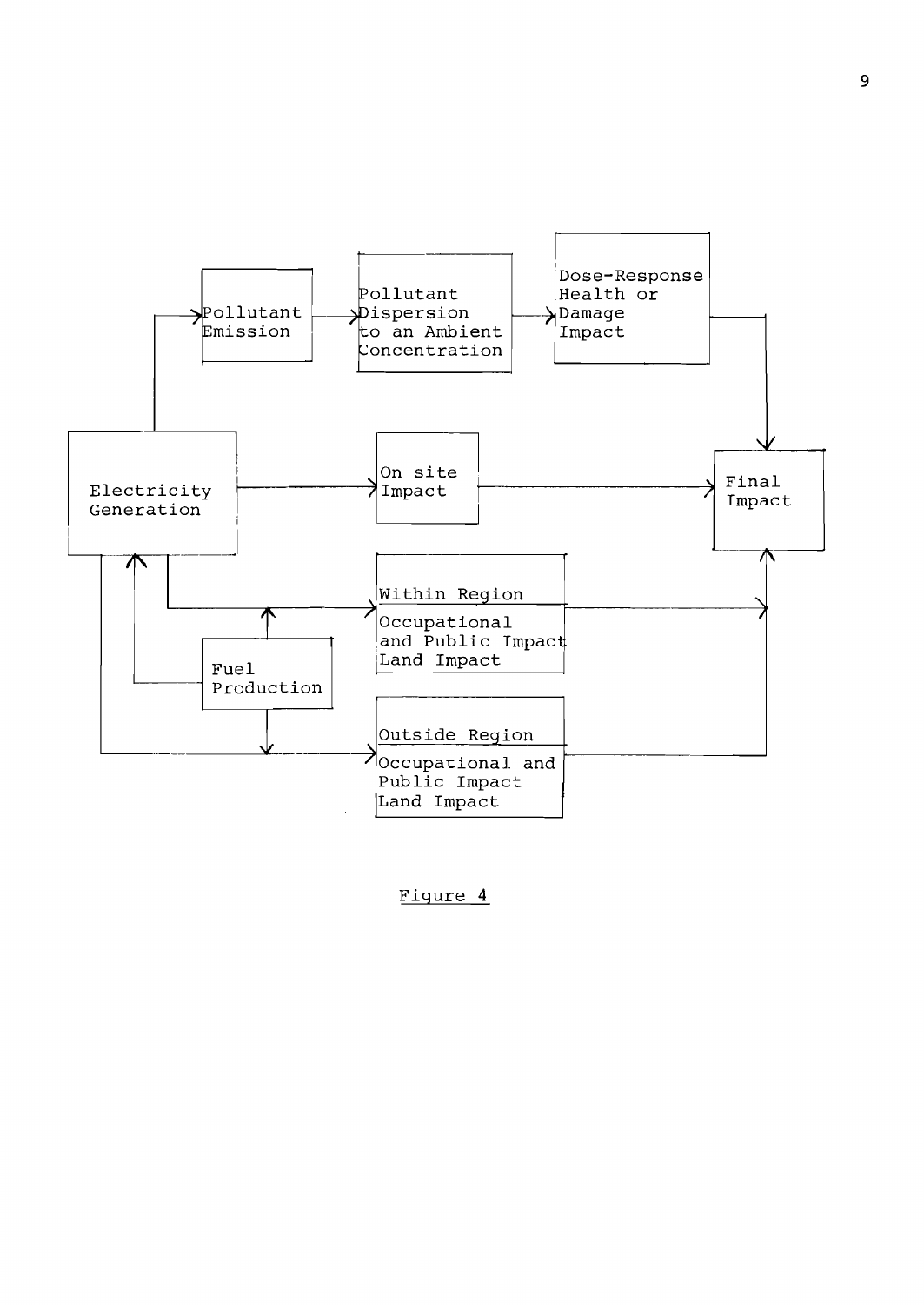Pollutant Emission

Pollutant Dispersion to an Ambient Concentration

Dose-Response Health or Damage Impact

Electricity Generation

On site Impact

Final Impact

Within Region

Occupational and Public Impact Land Impact

Fuel Production

Outside Region

Occupational and Public Impact Land Impact

Figure 4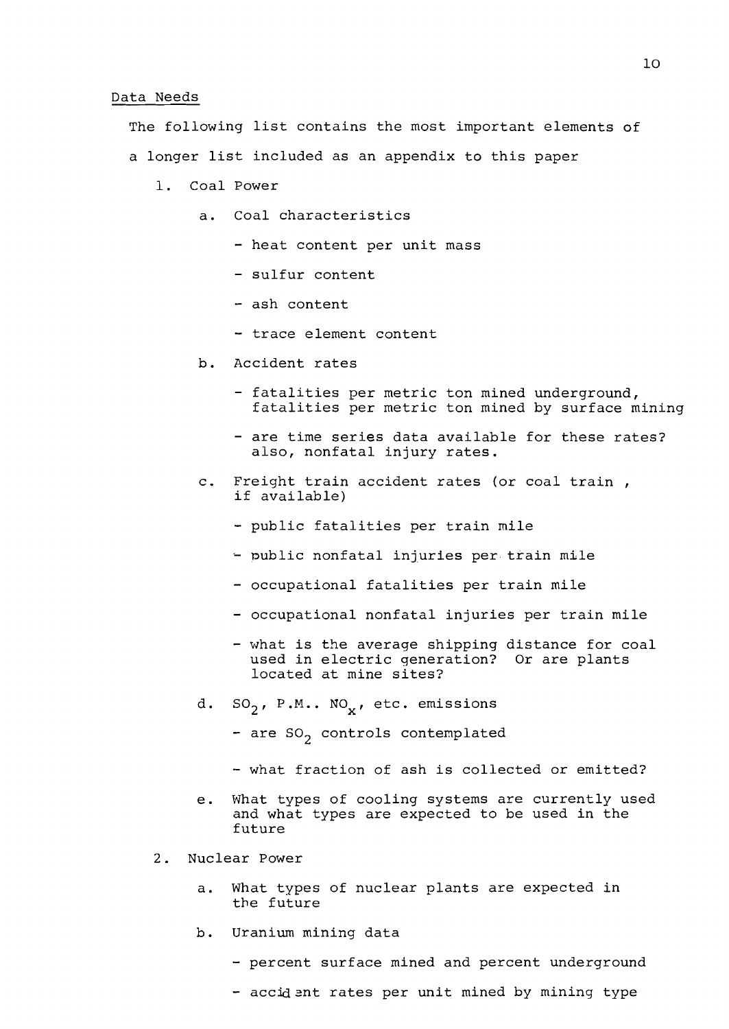Data Needs

The following list contains the most important elements of a longer list included as an appendix to this paper

1. Coal Power
   a. Coal characteristics
      - heat content per unit mass
      - sulfur content
      - ash content
      - trace element content
   b. Accident rates
      - fatalities per metric ton mined underground, fatalities per metric ton mined by surface mining
      - are time series data available for these rates? also, nonfatal injury rates.
   c. Freight train accident rates (or coal train , if available)
      - public fatalities per train mile
      - public nonfatal injuries per train mile
      - occupational fatalities per train mile
      - occupational nonfatal injuries per train mile
      - what is the average shipping distance for coal used in electric generation? Or are plants located at mine sites?
   d. $SO_2$, P.M.. $NO_x$, etc. emissions
      - are $SO_2$ controls contemplated
      - what fraction of ash is collected or emitted?
   e. What types of cooling systems are currently used and what types are expected to be used in the future
2. Nuclear Power
   a. What types of nuclear plants are expected in the future
   b. Uranium mining data
      - percent surface mined and percent underground
      - accident rates per unit mined by mining type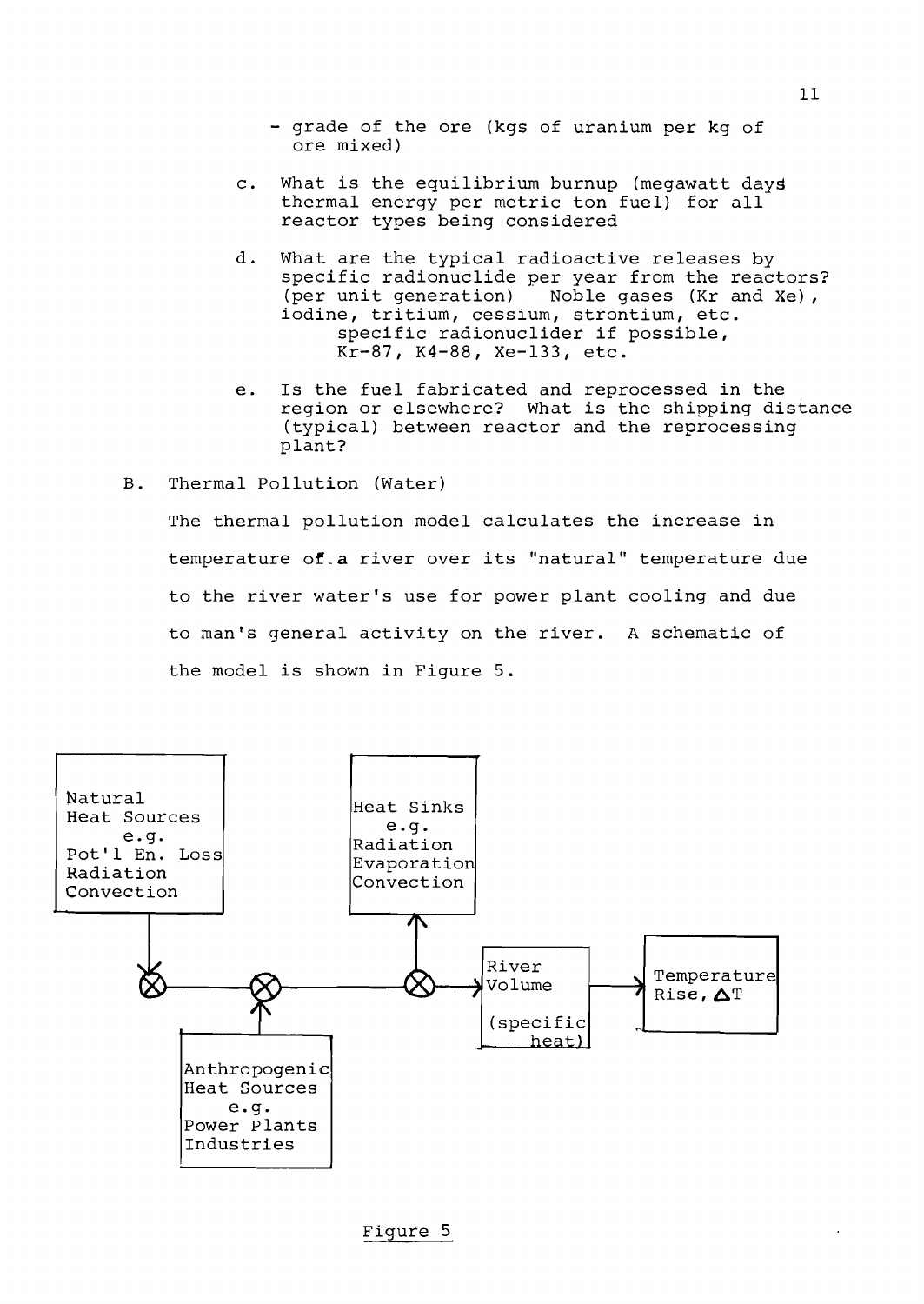- grade of the ore (kgs of uranium per kg of ore mixed)

c. What is the equilibrium burnup (megawatt days thermal energy per metric ton fuel) for all reactor types being considered

d. What are the typical radioactive releases by specific radionuclide per year from the reactors? (per unit generation) Noble gases (Kr and Xe), iodine, tritium, cessium, strontium, etc.
   specific radionuclider if possible, Kr-87, K4-88, Xe-133, etc.

e. Is the fuel fabricated and reprocessed in the region or elsewhere? What is the shipping distance (typical) between reactor and the reprocessing plant?

B. Thermal Pollution (Water)

The thermal pollution model calculates the increase in temperature of a river over its "natural" temperature due to the river water's use for power plant cooling and due to man's general activity on the river. A schematic of the model is shown in Figure 5.

Natural Heat Sources e.g. Pot'l En. Loss Radiation Convection

Heat Sinks e.g. Radiation Evaporation Convection

Anthropogenic Heat Sources e.g. Power Plants Industries

River Volume (specific heat)

Temperature Rise, $\Delta T$

Figure 5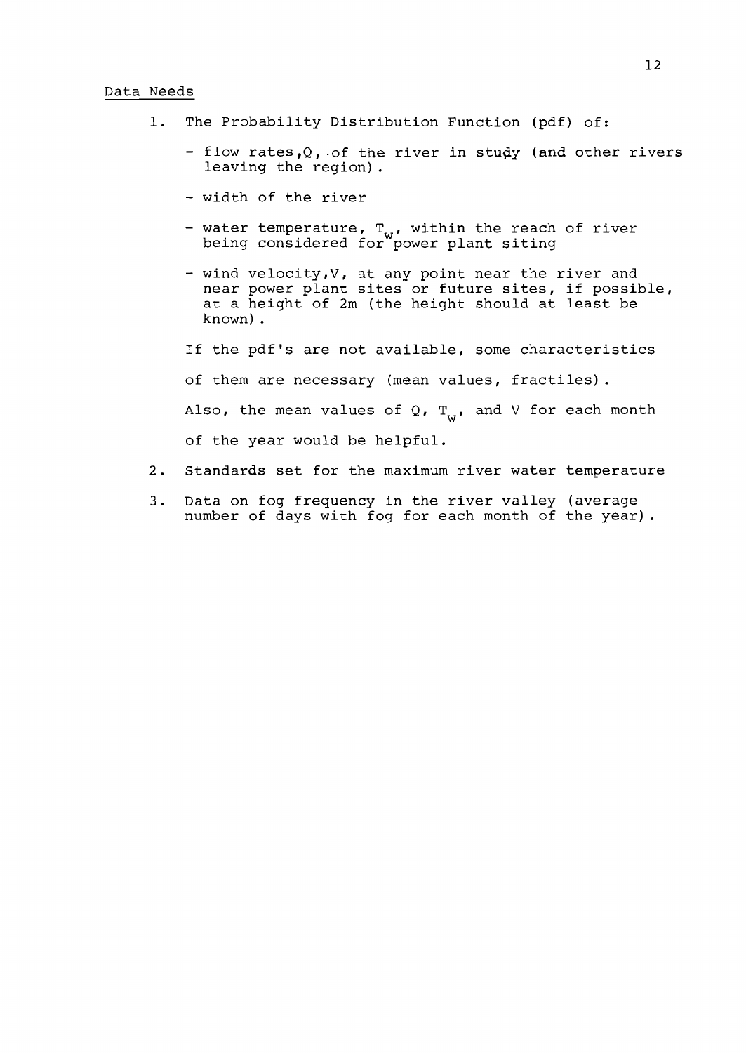## Data Needs

1. The Probability Distribution Function (pdf) of:
   - flow rates, $Q$, of the river in study (and other rivers leaving the region).
   - width of the river
   - water temperature, $T_w$, within the reach of river being considered for power plant siting
   - wind velocity, $V$, at any point near the river and near power plant sites or future sites, if possible, at a height of 2m (the height should at least be known).

   If the pdf's are not available, some characteristics of them are necessary (mean values, fractiles). Also, the mean values of $Q$, $T_w$, and $V$ for each month of the year would be helpful.

2. Standards set for the maximum river water temperature

3. Data on fog frequency in the river valley (average number of days with fog for each month of the year).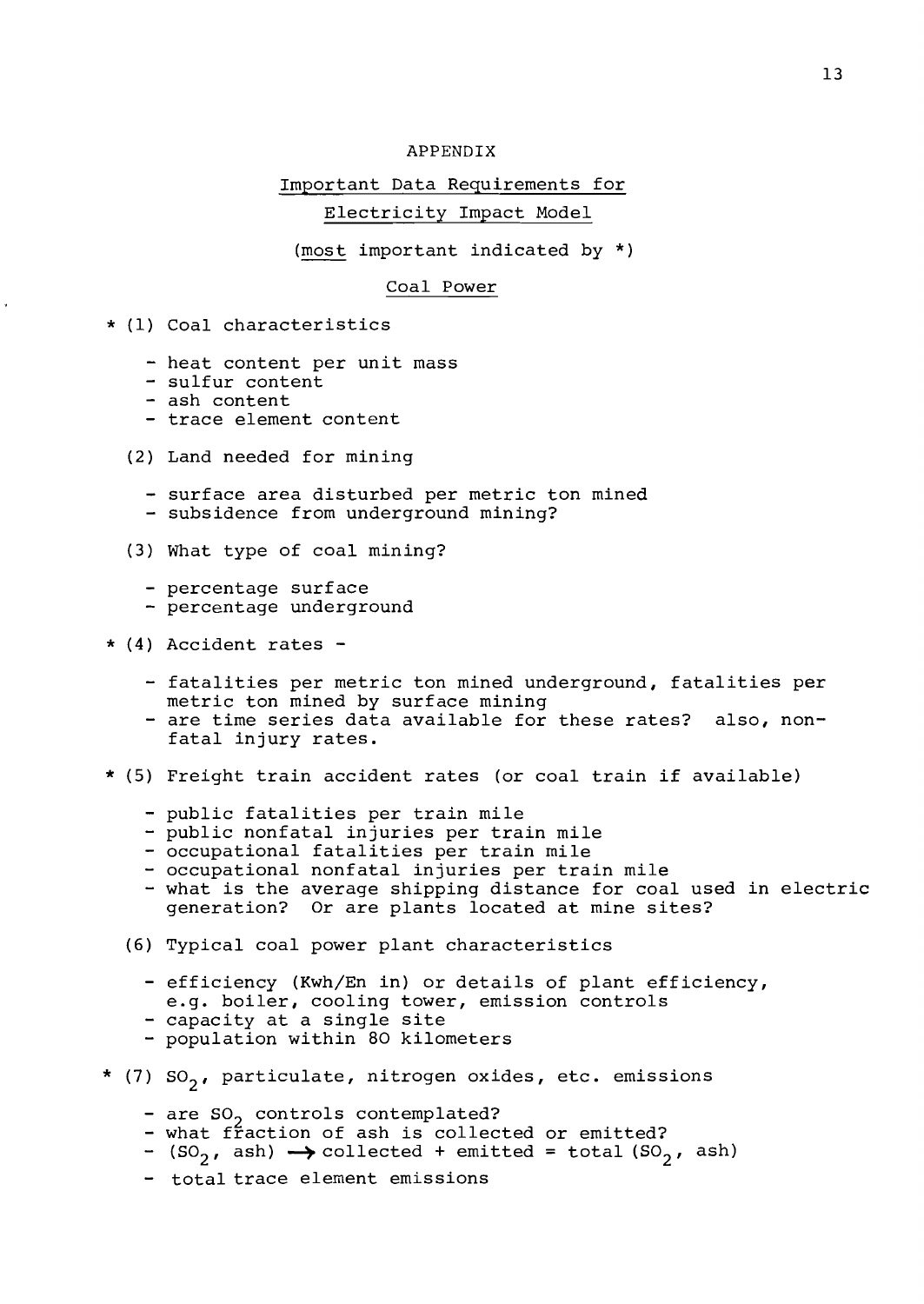# APPENDIX

## Important Data Requirements for Electricity Impact Model

(most important indicated by *)

### Coal Power

\* (1) Coal characteristics

- heat content per unit mass
- sulfur content
- ash content
- trace element content

(2) Land needed for mining

- surface area disturbed per metric ton mined
- subsidence from underground mining?

(3) What type of coal mining?

- percentage surface
- percentage underground

\* (4) Accident rates -

- fatalities per metric ton mined underground, fatalities per metric ton mined by surface mining
- are time series data available for these rates? also, non-fatal injury rates.

\* (5) Freight train accident rates (or coal train if available)

- public fatalities per train mile
- public nonfatal injuries per train mile
- occupational fatalities per train mile
- occupational nonfatal injuries per train mile
- what is the average shipping distance for coal used in electric generation? Or are plants located at mine sites?

(6) Typical coal power plant characteristics

- efficiency (Kwh/En in) or details of plant efficiency, e.g. boiler, cooling tower, emission controls
- capacity at a single site
- population within 80 kilometers

\* (7) $SO_2$, particulate, nitrogen oxides, etc. emissions

- are $SO_2$ controls contemplated?
- what fraction of ash is collected or emitted?
- ($SO_2$, ash) $\longrightarrow$ collected + emitted = total ($SO_2$, ash)
- total trace element emissions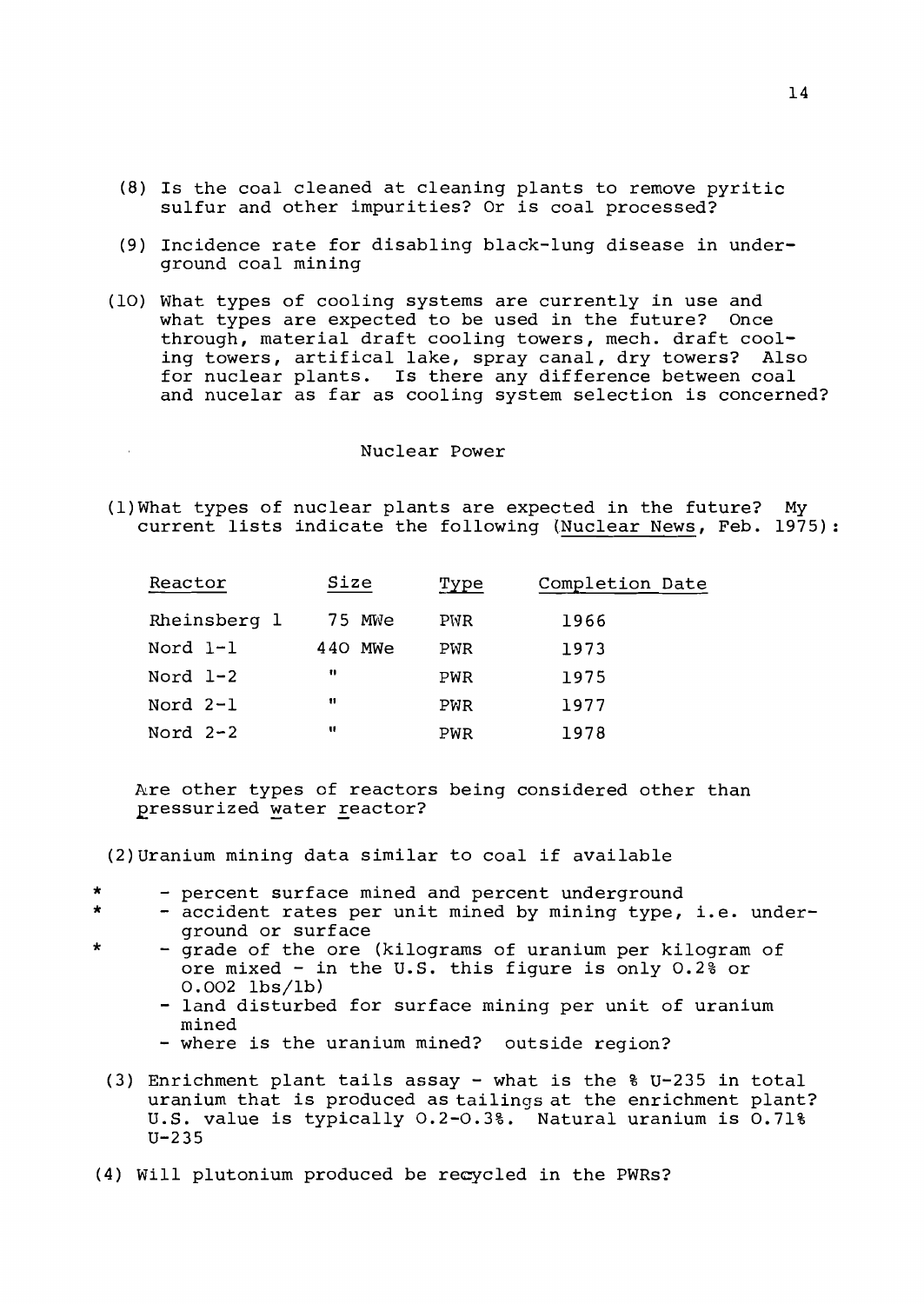(8) Is the coal cleaned at cleaning plants to remove pyritic sulfur and other impurities? Or is coal processed?

(9) Incidence rate for disabling black-lung disease in underground coal mining

(10) What types of cooling systems are currently in use and what types are expected to be used in the future? Once through, material draft cooling towers, mech. draft cooling towers, artifical lake, spray canal, dry towers? Also for nuclear plants. Is there any difference between coal and nucelar as far as cooling system selection is concerned?

## Nuclear Power

(1) What types of nuclear plants are expected in the future? My current lists indicate the following (Nuclear News, Feb. 1975):

| Reactor | Size | Type | Completion Date |
|---|---|---|---|
| Rheinsberg 1 | 75 MWe | PWR | 1966 |
| Nord 1-1 | 440 MWe | PWR | 1973 |
| Nord 1-2 | " | PWR | 1975 |
| Nord 2-1 | " | PWR | 1977 |
| Nord 2-2 | " | PWR | 1978 |

Are other types of reactors being considered other than pressurized water reactor?

(2) Uranium mining data similar to coal if available

- \* - percent surface mined and percent underground
- \* - accident rates per unit mined by mining type, i.e. underground or surface
- \* - grade of the ore (kilograms of uranium per kilogram of ore mixed - in the U.S. this figure is only 0.2% or 0.002 lbs/lb)
- land disturbed for surface mining per unit of uranium mined
- where is the uranium mined? outside region?

(3) Enrichment plant tails assay - what is the % U-235 in total uranium that is produced as tailings at the enrichment plant? U.S. value is typically 0.2-0.3%. Natural uranium is 0.71% U-235

(4) Will plutonium produced be recycled in the PWRs?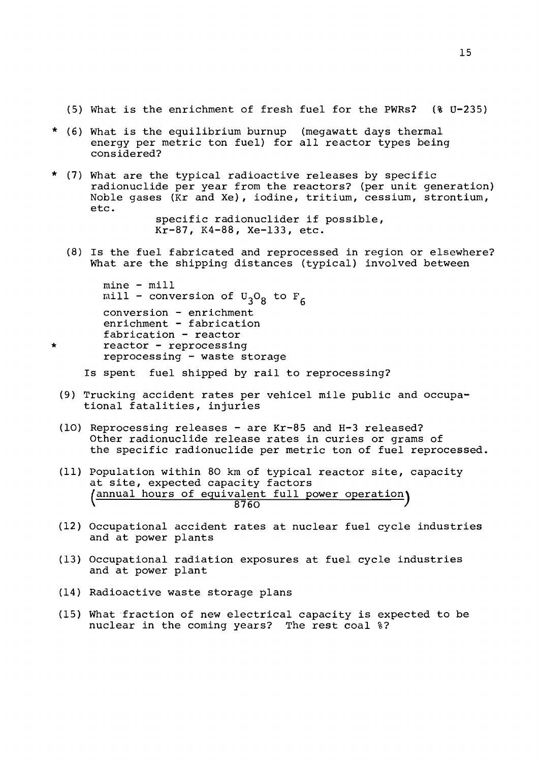(5) What is the enrichment of fresh fuel for the PWRs? (% U-235)

\* (6) What is the equilibrium burnup (megawatt days thermal energy per metric ton fuel) for all reactor types being considered?

\* (7) What are the typical radioactive releases by specific radionuclide per year from the reactors? (per unit generation) Noble gases (Kr and Xe), iodine, tritium, cessium, strontium, etc.

specific radionuclider if possible,
Kr-87, K4-88, Xe-133, etc.

(8) Is the fuel fabricated and reprocessed in region or elsewhere? What are the shipping distances (typical) involved between

mine - mill
mill - conversion of $U_3O_8$ to $F_6$
conversion - enrichment
enrichment - fabrication
fabrication - reactor
\* reactor - reprocessing
reprocessing - waste storage

Is spent fuel shipped by rail to reprocessing?

(9) Trucking accident rates per vehicel mile public and occupational fatalities, injuries

(10) Reprocessing releases - are Kr-85 and H-3 released? Other radionuclide release rates in curies or grams of the specific radionuclide per metric ton of fuel reprocessed.

(11) Population within 80 km of typical reactor site, capacity at site, expected capacity factors
$\left(\frac{\text{annual hours of equivalent full power operation}}{8760}\right)$

(12) Occupational accident rates at nuclear fuel cycle industries and at power plants

(13) Occupational radiation exposures at fuel cycle industries and at power plant

(14) Radioactive waste storage plans

(15) What fraction of new electrical capacity is expected to be nuclear in the coming years? The rest coal %?